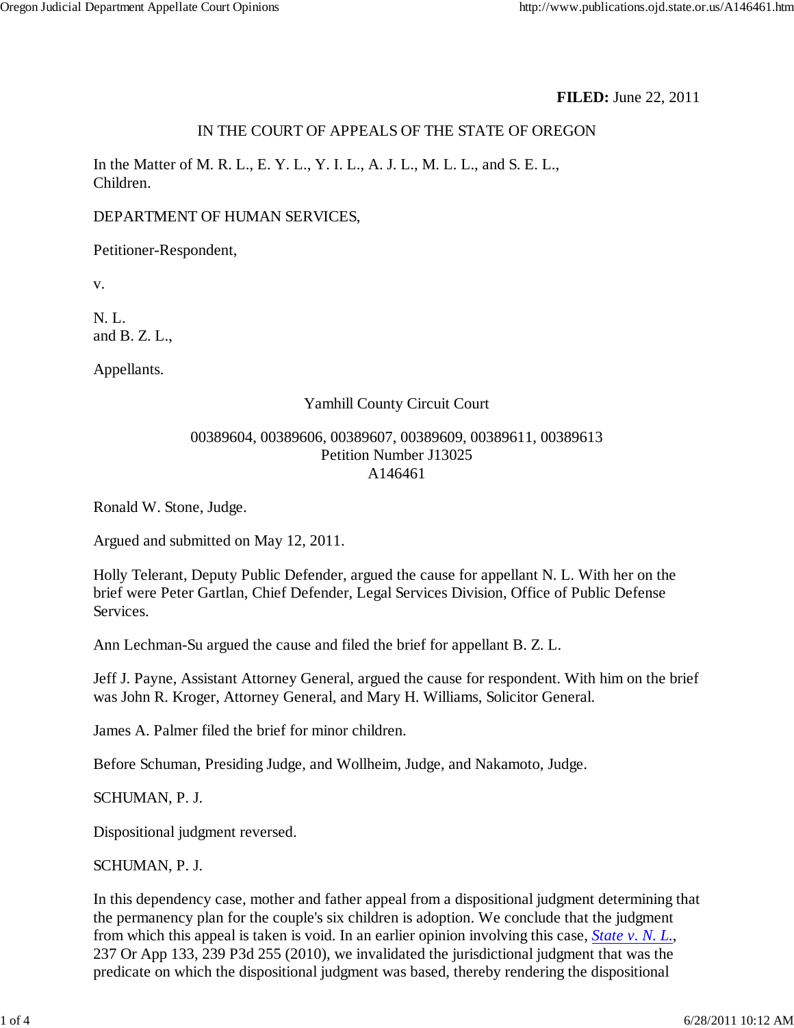**FILED:** June 22, 2011

IN THE COURT OF APPEALS OF THE STATE OF OREGON

In the Matter of M. R. L., E. Y. L., Y. I. L., A. J. L., M. L. L., and S. E. L., Children.

DEPARTMENT OF HUMAN SERVICES,

Petitioner-Respondent,

v.

N. L.
and B. Z. L.,

Appellants.

Yamhill County Circuit Court

00389604, 00389606, 00389607, 00389609, 00389611, 00389613
Petition Number J13025
A146461

Ronald W. Stone, Judge.

Argued and submitted on May 12, 2011.

Holly Telerant, Deputy Public Defender, argued the cause for appellant N. L. With her on the brief were Peter Gartlan, Chief Defender, Legal Services Division, Office of Public Defense Services.

Ann Lechman-Su argued the cause and filed the brief for appellant B. Z. L.

Jeff J. Payne, Assistant Attorney General, argued the cause for respondent. With him on the brief was John R. Kroger, Attorney General, and Mary H. Williams, Solicitor General.

James A. Palmer filed the brief for minor children.

Before Schuman, Presiding Judge, and Wollheim, Judge, and Nakamoto, Judge.

SCHUMAN, P. J.

Dispositional judgment reversed.

SCHUMAN, P. J.

In this dependency case, mother and father appeal from a dispositional judgment determining that the permanency plan for the couple's six children is adoption. We conclude that the judgment from which this appeal is taken is void. In an earlier opinion involving this case, *State v. N. L.*, 237 Or App 133, 239 P3d 255 (2010), we invalidated the jurisdictional judgment that was the predicate on which the dispositional judgment was based, thereby rendering the dispositional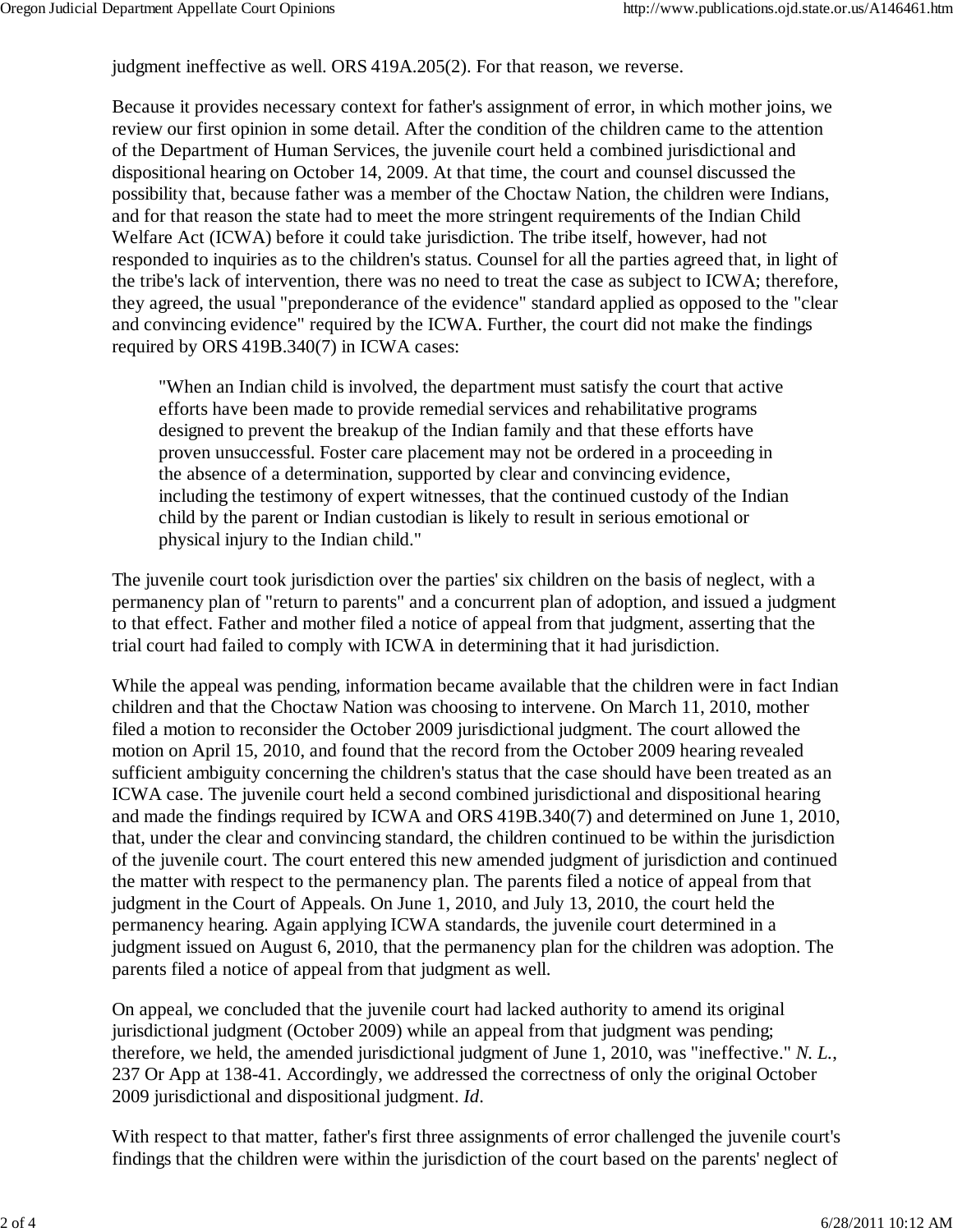judgment ineffective as well. ORS 419A.205(2). For that reason, we reverse.

Because it provides necessary context for father's assignment of error, in which mother joins, we review our first opinion in some detail. After the condition of the children came to the attention of the Department of Human Services, the juvenile court held a combined jurisdictional and dispositional hearing on October 14, 2009. At that time, the court and counsel discussed the possibility that, because father was a member of the Choctaw Nation, the children were Indians, and for that reason the state had to meet the more stringent requirements of the Indian Child Welfare Act (ICWA) before it could take jurisdiction. The tribe itself, however, had not responded to inquiries as to the children's status. Counsel for all the parties agreed that, in light of the tribe's lack of intervention, there was no need to treat the case as subject to ICWA; therefore, they agreed, the usual "preponderance of the evidence" standard applied as opposed to the "clear and convincing evidence" required by the ICWA. Further, the court did not make the findings required by ORS 419B.340(7) in ICWA cases:

> "When an Indian child is involved, the department must satisfy the court that active efforts have been made to provide remedial services and rehabilitative programs designed to prevent the breakup of the Indian family and that these efforts have proven unsuccessful. Foster care placement may not be ordered in a proceeding in the absence of a determination, supported by clear and convincing evidence, including the testimony of expert witnesses, that the continued custody of the Indian child by the parent or Indian custodian is likely to result in serious emotional or physical injury to the Indian child."

The juvenile court took jurisdiction over the parties' six children on the basis of neglect, with a permanency plan of "return to parents" and a concurrent plan of adoption, and issued a judgment to that effect. Father and mother filed a notice of appeal from that judgment, asserting that the trial court had failed to comply with ICWA in determining that it had jurisdiction.

While the appeal was pending, information became available that the children were in fact Indian children and that the Choctaw Nation was choosing to intervene. On March 11, 2010, mother filed a motion to reconsider the October 2009 jurisdictional judgment. The court allowed the motion on April 15, 2010, and found that the record from the October 2009 hearing revealed sufficient ambiguity concerning the children's status that the case should have been treated as an ICWA case. The juvenile court held a second combined jurisdictional and dispositional hearing and made the findings required by ICWA and ORS 419B.340(7) and determined on June 1, 2010, that, under the clear and convincing standard, the children continued to be within the jurisdiction of the juvenile court. The court entered this new amended judgment of jurisdiction and continued the matter with respect to the permanency plan. The parents filed a notice of appeal from that judgment in the Court of Appeals. On June 1, 2010, and July 13, 2010, the court held the permanency hearing. Again applying ICWA standards, the juvenile court determined in a judgment issued on August 6, 2010, that the permanency plan for the children was adoption. The parents filed a notice of appeal from that judgment as well.

On appeal, we concluded that the juvenile court had lacked authority to amend its original jurisdictional judgment (October 2009) while an appeal from that judgment was pending; therefore, we held, the amended jurisdictional judgment of June 1, 2010, was "ineffective." *N. L.*, 237 Or App at 138-41. Accordingly, we addressed the correctness of only the original October 2009 jurisdictional and dispositional judgment. *Id*.

With respect to that matter, father's first three assignments of error challenged the juvenile court's findings that the children were within the jurisdiction of the court based on the parents' neglect of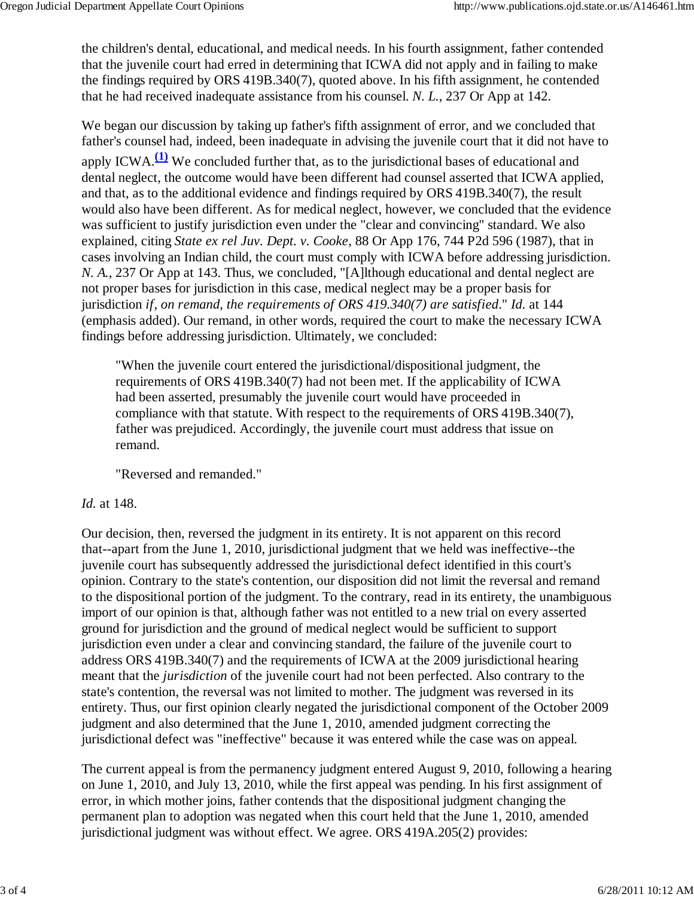the children's dental, educational, and medical needs. In his fourth assignment, father contended that the juvenile court had erred in determining that ICWA did not apply and in failing to make the findings required by ORS 419B.340(7), quoted above. In his fifth assignment, he contended that he had received inadequate assistance from his counsel. *N. L.*, 237 Or App at 142.

We began our discussion by taking up father's fifth assignment of error, and we concluded that father's counsel had, indeed, been inadequate in advising the juvenile court that it did not have to apply ICWA.[(1)] We concluded further that, as to the jurisdictional bases of educational and dental neglect, the outcome would have been different had counsel asserted that ICWA applied, and that, as to the additional evidence and findings required by ORS 419B.340(7), the result would also have been different. As for medical neglect, however, we concluded that the evidence was sufficient to justify jurisdiction even under the "clear and convincing" standard. We also explained, citing *State ex rel Juv. Dept. v. Cooke*, 88 Or App 176, 744 P2d 596 (1987), that in cases involving an Indian child, the court must comply with ICWA before addressing jurisdiction. *N. A.*, 237 Or App at 143. Thus, we concluded, "[A]lthough educational and dental neglect are not proper bases for jurisdiction in this case, medical neglect may be a proper basis for jurisdiction *if, on remand, the requirements of ORS 419.340(7) are satisfied*." *Id.* at 144 (emphasis added). Our remand, in other words, required the court to make the necessary ICWA findings before addressing jurisdiction. Ultimately, we concluded:

> "When the juvenile court entered the jurisdictional/dispositional judgment, the requirements of ORS 419B.340(7) had not been met. If the applicability of ICWA had been asserted, presumably the juvenile court would have proceeded in compliance with that statute. With respect to the requirements of ORS 419B.340(7), father was prejudiced. Accordingly, the juvenile court must address that issue on remand.
>
> "Reversed and remanded."

*Id.* at 148.

Our decision, then, reversed the judgment in its entirety. It is not apparent on this record that--apart from the June 1, 2010, jurisdictional judgment that we held was ineffective--the juvenile court has subsequently addressed the jurisdictional defect identified in this court's opinion. Contrary to the state's contention, our disposition did not limit the reversal and remand to the dispositional portion of the judgment. To the contrary, read in its entirety, the unambiguous import of our opinion is that, although father was not entitled to a new trial on every asserted ground for jurisdiction and the ground of medical neglect would be sufficient to support jurisdiction even under a clear and convincing standard, the failure of the juvenile court to address ORS 419B.340(7) and the requirements of ICWA at the 2009 jurisdictional hearing meant that the *jurisdiction* of the juvenile court had not been perfected. Also contrary to the state's contention, the reversal was not limited to mother. The judgment was reversed in its entirety. Thus, our first opinion clearly negated the jurisdictional component of the October 2009 judgment and also determined that the June 1, 2010, amended judgment correcting the jurisdictional defect was "ineffective" because it was entered while the case was on appeal.

The current appeal is from the permanency judgment entered August 9, 2010, following a hearing on June 1, 2010, and July 13, 2010, while the first appeal was pending. In his first assignment of error, in which mother joins, father contends that the dispositional judgment changing the permanent plan to adoption was negated when this court held that the June 1, 2010, amended jurisdictional judgment was without effect. We agree. ORS 419A.205(2) provides: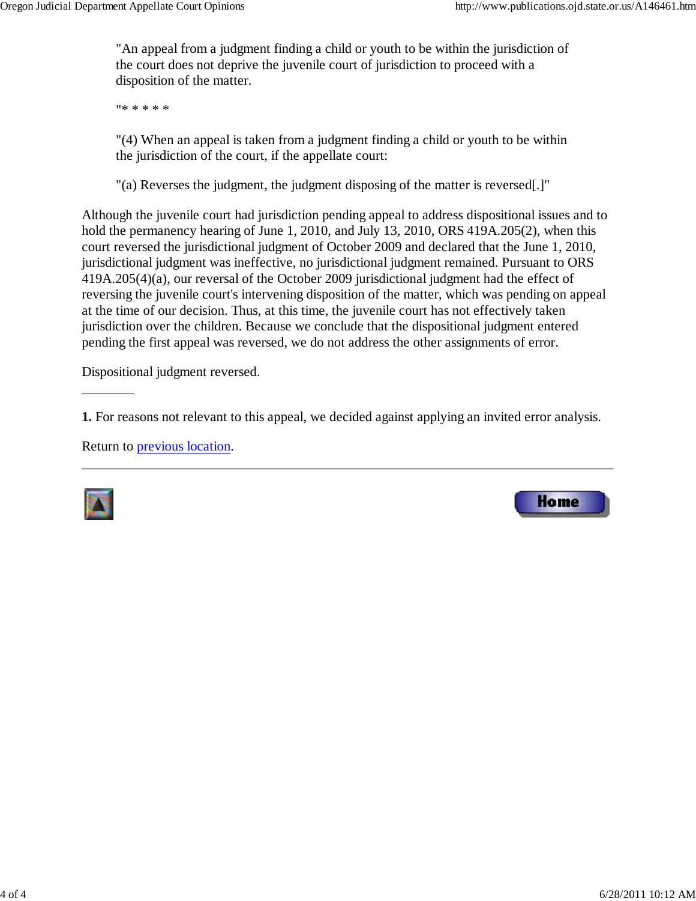"An appeal from a judgment finding a child or youth to be within the jurisdiction of the court does not deprive the juvenile court of jurisdiction to proceed with a disposition of the matter.

"* * * * *

"(4) When an appeal is taken from a judgment finding a child or youth to be within the jurisdiction of the court, if the appellate court:

"(a) Reverses the judgment, the judgment disposing of the matter is reversed[.]"

Although the juvenile court had jurisdiction pending appeal to address dispositional issues and to hold the permanency hearing of June 1, 2010, and July 13, 2010, ORS 419A.205(2), when this court reversed the jurisdictional judgment of October 2009 and declared that the June 1, 2010, jurisdictional judgment was ineffective, no jurisdictional judgment remained. Pursuant to ORS 419A.205(4)(a), our reversal of the October 2009 jurisdictional judgment had the effect of reversing the juvenile court's intervening disposition of the matter, which was pending on appeal at the time of our decision. Thus, at this time, the juvenile court has not effectively taken jurisdiction over the children. Because we conclude that the dispositional judgment entered pending the first appeal was reversed, we do not address the other assignments of error.

Dispositional judgment reversed.

---

**1.** For reasons not relevant to this appeal, we decided against applying an invited error analysis.

Return to previous location.